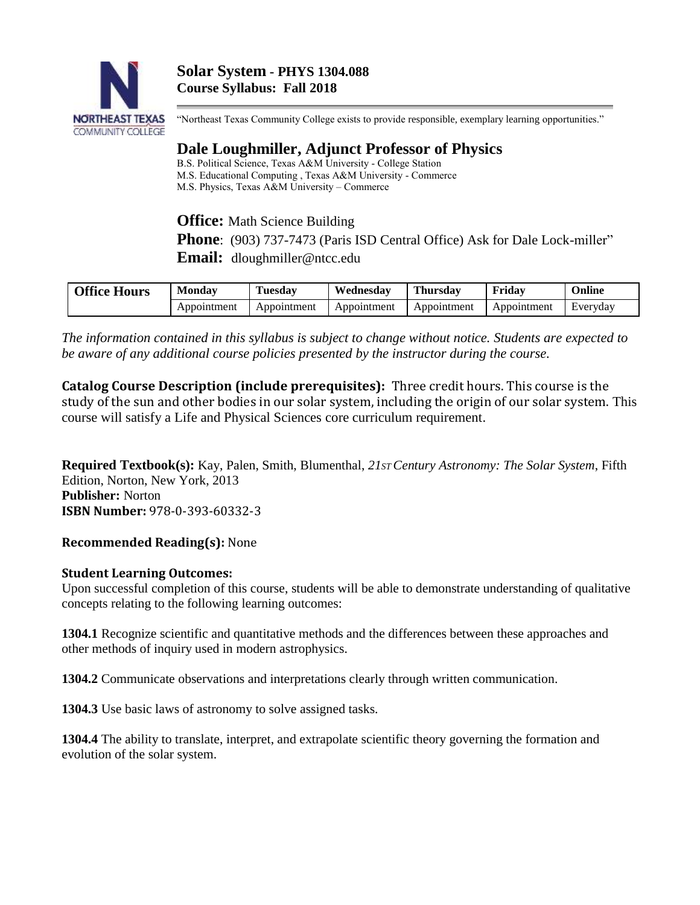# Solar System - PHYS 1304.088
**Course Syllabus: Fall 2018**

"Northeast Texas Community College exists to provide responsible, exemplary learning opportunities."

## Dale Loughmiller, Adjunct Professor of Physics

B.S. Political Science, Texas A&M University - College Station
M.S. Educational Computing , Texas A&M University - Commerce
M.S. Physics, Texas A&M University – Commerce

**Office:** Math Science Building
**Phone**: (903) 737-7473 (Paris ISD Central Office) Ask for Dale Lock-miller"
**Email:** dloughmiller@ntcc.edu

| Office Hours | Monday | Tuesday | Wednesday | Thursday | Friday | Online |
|---|---|---|---|---|---|---|
| | Appointment | Appointment | Appointment | Appointment | Appointment | Everyday |

*The information contained in this syllabus is subject to change without notice. Students are expected to be aware of any additional course policies presented by the instructor during the course.*

**Catalog Course Description (include prerequisites):** Three credit hours. This course is the study of the sun and other bodies in our solar system, including the origin of our solar system. This course will satisfy a Life and Physical Sciences core curriculum requirement.

**Required Textbook(s):** Kay, Palen, Smith, Blumenthal, *21ST Century Astronomy: The Solar System*, Fifth Edition, Norton, New York, 2013
**Publisher:** Norton
**ISBN Number:** 978-0-393-60332-3

**Recommended Reading(s):** None

**Student Learning Outcomes:**
Upon successful completion of this course, students will be able to demonstrate understanding of qualitative concepts relating to the following learning outcomes:

**1304.1** Recognize scientific and quantitative methods and the differences between these approaches and other methods of inquiry used in modern astrophysics.

**1304.2** Communicate observations and interpretations clearly through written communication.

**1304.3** Use basic laws of astronomy to solve assigned tasks.

**1304.4** The ability to translate, interpret, and extrapolate scientific theory governing the formation and evolution of the solar system.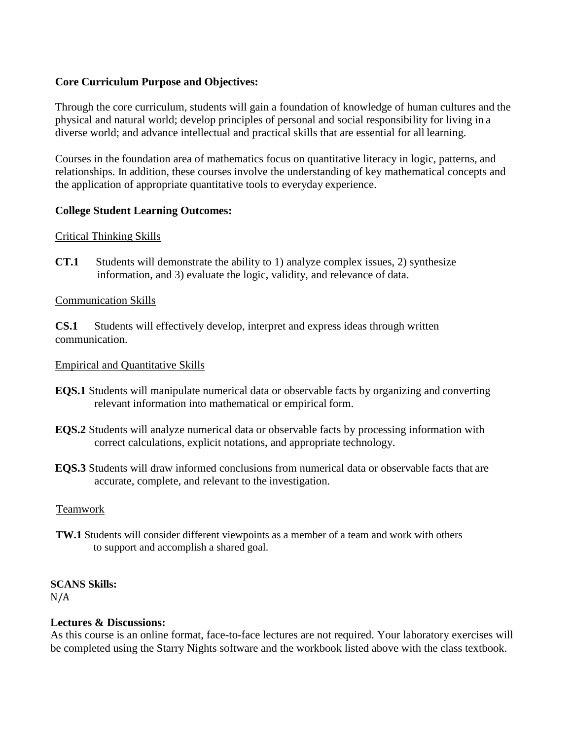**Core Curriculum Purpose and Objectives:**

Through the core curriculum, students will gain a foundation of knowledge of human cultures and the physical and natural world; develop principles of personal and social responsibility for living in a diverse world; and advance intellectual and practical skills that are essential for all learning.

Courses in the foundation area of mathematics focus on quantitative literacy in logic, patterns, and relationships. In addition, these courses involve the understanding of key mathematical concepts and the application of appropriate quantitative tools to everyday experience.

**College Student Learning Outcomes:**

Critical Thinking Skills

**CT.1** Students will demonstrate the ability to 1) analyze complex issues, 2) synthesize information, and 3) evaluate the logic, validity, and relevance of data.

Communication Skills

**CS.1** Students will effectively develop, interpret and express ideas through written communication.

Empirical and Quantitative Skills

**EQS.1** Students will manipulate numerical data or observable facts by organizing and converting relevant information into mathematical or empirical form.

**EQS.2** Students will analyze numerical data or observable facts by processing information with correct calculations, explicit notations, and appropriate technology.

**EQS.3** Students will draw informed conclusions from numerical data or observable facts that are accurate, complete, and relevant to the investigation.

Teamwork

**TW.1** Students will consider different viewpoints as a member of a team and work with others to support and accomplish a shared goal.

**SCANS Skills:**
N/A

**Lectures & Discussions:**
As this course is an online format, face-to-face lectures are not required. Your laboratory exercises will be completed using the Starry Nights software and the workbook listed above with the class textbook.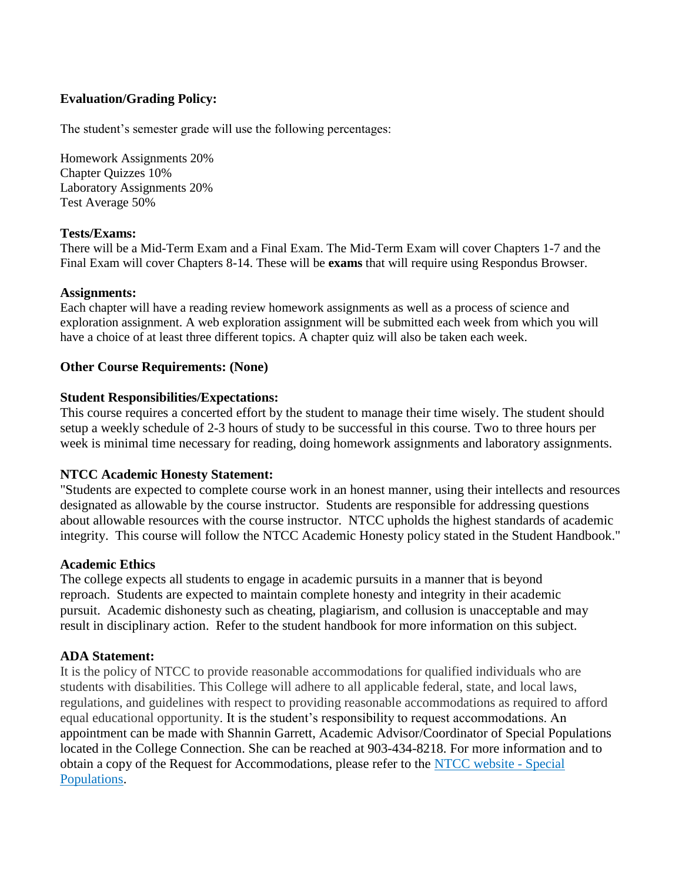**Evaluation/Grading Policy:**

The student's semester grade will use the following percentages:

Homework Assignments 20%
Chapter Quizzes 10%
Laboratory Assignments 20%
Test Average 50%

**Tests/Exams:**
There will be a Mid-Term Exam and a Final Exam. The Mid-Term Exam will cover Chapters 1-7 and the Final Exam will cover Chapters 8-14. These will be **exams** that will require using Respondus Browser.

**Assignments:**
Each chapter will have a reading review homework assignments as well as a process of science and exploration assignment. A web exploration assignment will be submitted each week from which you will have a choice of at least three different topics. A chapter quiz will also be taken each week.

**Other Course Requirements: (None)**

**Student Responsibilities/Expectations:**
This course requires a concerted effort by the student to manage their time wisely. The student should setup a weekly schedule of 2-3 hours of study to be successful in this course. Two to three hours per week is minimal time necessary for reading, doing homework assignments and laboratory assignments.

**NTCC Academic Honesty Statement:**
"Students are expected to complete course work in an honest manner, using their intellects and resources designated as allowable by the course instructor. Students are responsible for addressing questions about allowable resources with the course instructor. NTCC upholds the highest standards of academic integrity. This course will follow the NTCC Academic Honesty policy stated in the Student Handbook."

**Academic Ethics**
The college expects all students to engage in academic pursuits in a manner that is beyond reproach. Students are expected to maintain complete honesty and integrity in their academic pursuit. Academic dishonesty such as cheating, plagiarism, and collusion is unacceptable and may result in disciplinary action. Refer to the student handbook for more information on this subject.

**ADA Statement:**
It is the policy of NTCC to provide reasonable accommodations for qualified individuals who are students with disabilities. This College will adhere to all applicable federal, state, and local laws, regulations, and guidelines with respect to providing reasonable accommodations as required to afford equal educational opportunity. It is the student's responsibility to request accommodations. An appointment can be made with Shannin Garrett, Academic Advisor/Coordinator of Special Populations located in the College Connection. She can be reached at 903-434-8218. For more information and to obtain a copy of the Request for Accommodations, please refer to the NTCC website - Special Populations.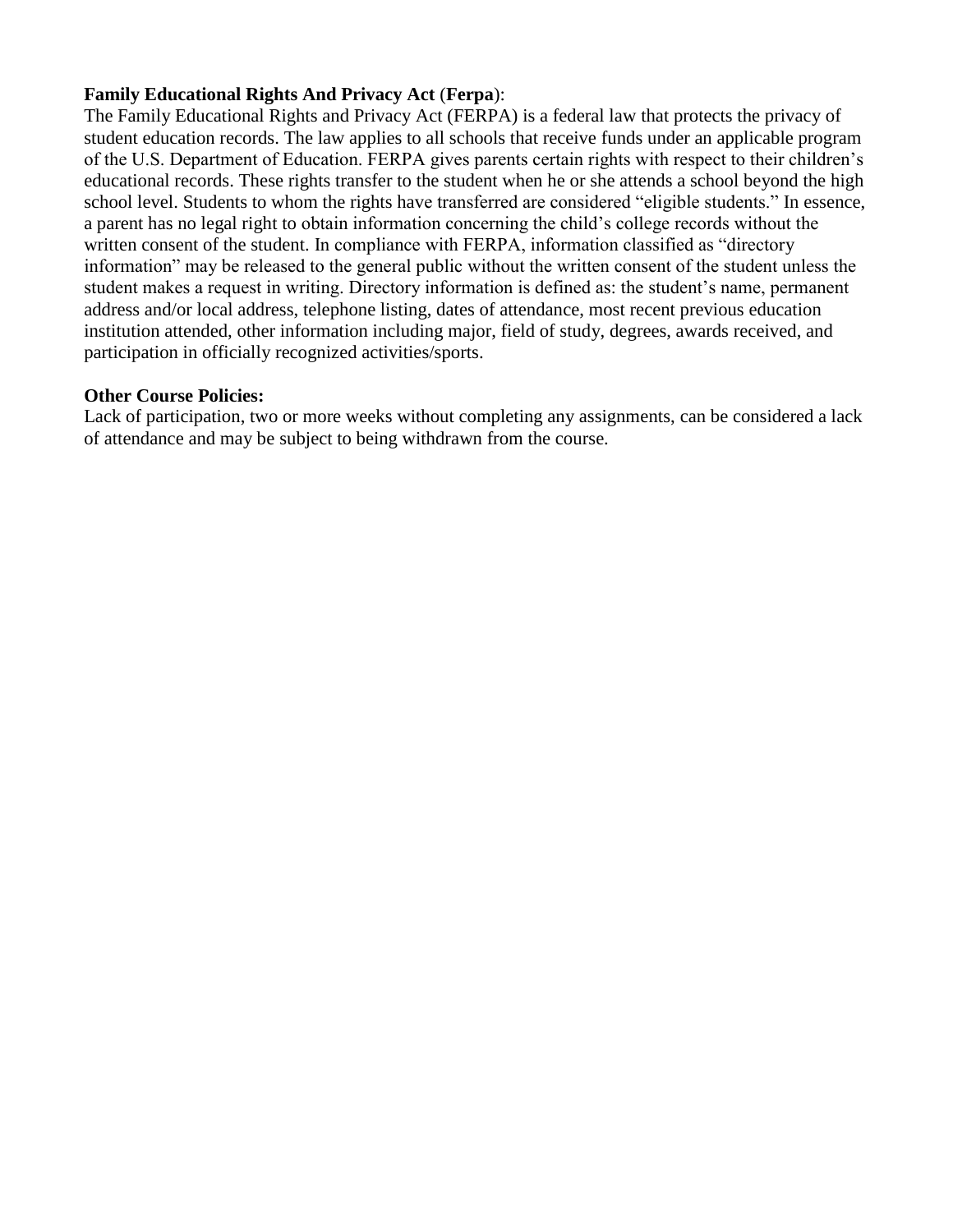**Family Educational Rights And Privacy Act (Ferpa)**:

The Family Educational Rights and Privacy Act (FERPA) is a federal law that protects the privacy of student education records. The law applies to all schools that receive funds under an applicable program of the U.S. Department of Education. FERPA gives parents certain rights with respect to their children's educational records. These rights transfer to the student when he or she attends a school beyond the high school level. Students to whom the rights have transferred are considered "eligible students." In essence, a parent has no legal right to obtain information concerning the child's college records without the written consent of the student. In compliance with FERPA, information classified as "directory information" may be released to the general public without the written consent of the student unless the student makes a request in writing. Directory information is defined as: the student's name, permanent address and/or local address, telephone listing, dates of attendance, most recent previous education institution attended, other information including major, field of study, degrees, awards received, and participation in officially recognized activities/sports.

**Other Course Policies:**

Lack of participation, two or more weeks without completing any assignments, can be considered a lack of attendance and may be subject to being withdrawn from the course.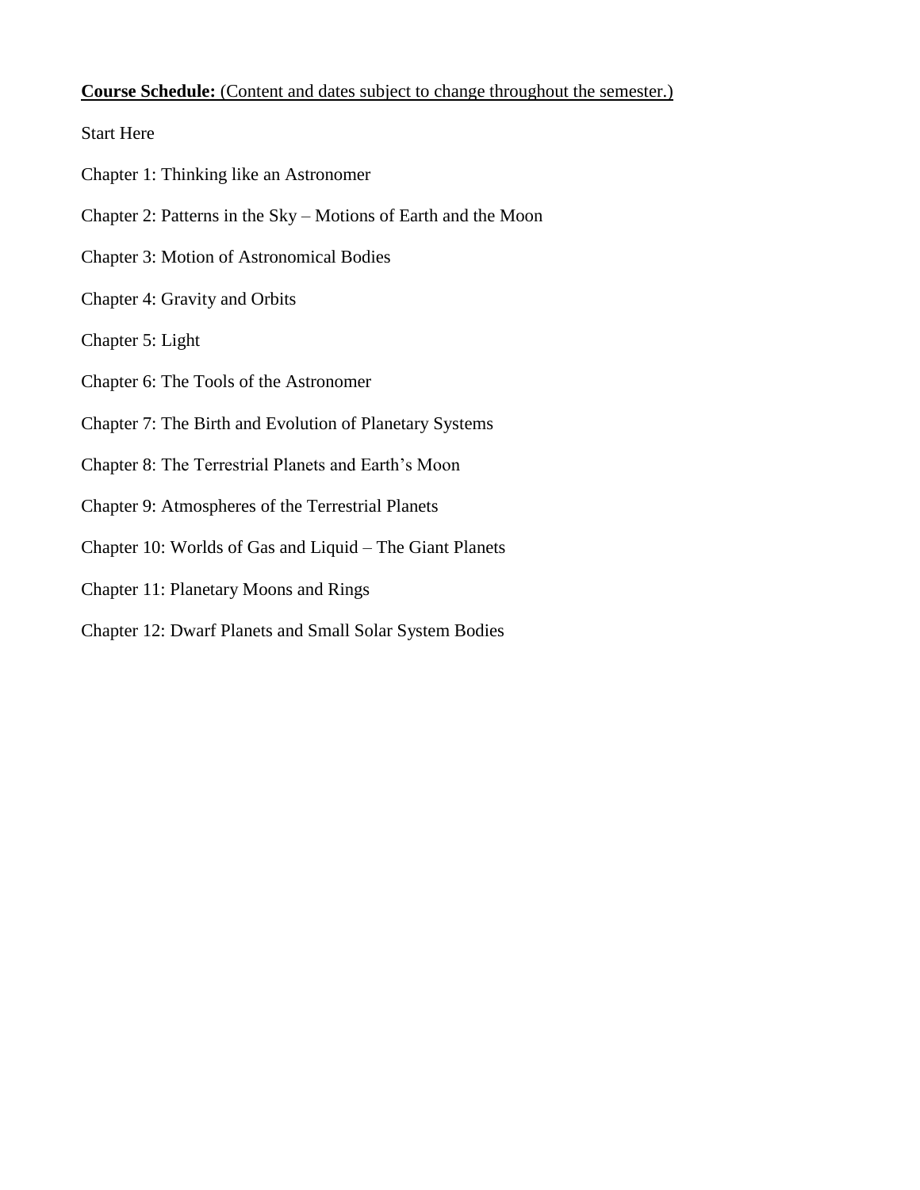**Course Schedule:** (Content and dates subject to change throughout the semester.)

Start Here

Chapter 1: Thinking like an Astronomer

Chapter 2: Patterns in the Sky – Motions of Earth and the Moon

Chapter 3: Motion of Astronomical Bodies

Chapter 4: Gravity and Orbits

Chapter 5: Light

Chapter 6: The Tools of the Astronomer

Chapter 7: The Birth and Evolution of Planetary Systems

Chapter 8: The Terrestrial Planets and Earth's Moon

Chapter 9: Atmospheres of the Terrestrial Planets

Chapter 10: Worlds of Gas and Liquid – The Giant Planets

Chapter 11: Planetary Moons and Rings

Chapter 12: Dwarf Planets and Small Solar System Bodies